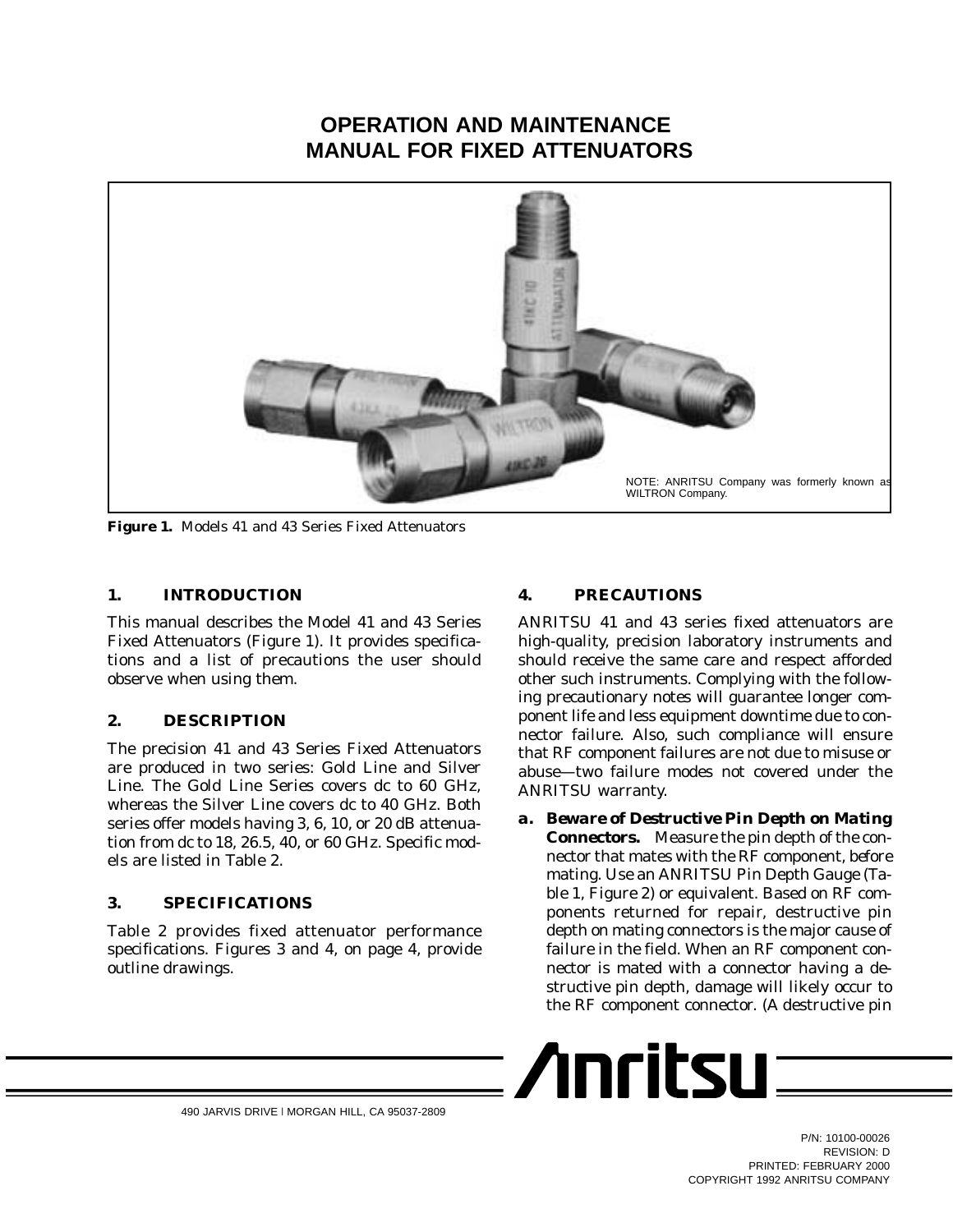# OPERATION AND MAINTENANCE MANUAL FOR FIXED ATTENUATORS

NOTE: ANRITSU Company was formerly known as WILTRON Company.

**Figure 1.** Models 41 and 43 Series Fixed Attenuators

## 1. INTRODUCTION

This manual describes the Model 41 and 43 Series Fixed Attenuators (Figure 1). It provides specifications and a list of precautions the user should observe when using them.

## 2. DESCRIPTION

The precision 41 and 43 Series Fixed Attenuators are produced in two series: Gold Line and Silver Line. The Gold Line Series covers dc to 60 GHz, whereas the Silver Line covers dc to 40 GHz. Both series offer models having 3, 6, 10, or 20 dB attenuation from dc to 18, 26.5, 40, or 60 GHz. Specific models are listed in Table 2.

## 3. SPECIFICATIONS

Table 2 provides fixed attenuator performance specifications. Figures 3 and 4, on page 4, provide outline drawings.

## 4. PRECAUTIONS

ANRITSU 41 and 43 series fixed attenuators are high-quality, precision laboratory instruments and should receive the same care and respect afforded other such instruments. Complying with the following precautionary notes will guarantee longer component life and less equipment downtime due to connector failure. Also, such compliance will ensure that RF component failures are not due to misuse or abuse—two failure modes not covered under the ANRITSU warranty.

**a. Beware of Destructive Pin Depth on Mating Connectors.** Measure the pin depth of the connector that mates with the RF component, *before* mating. Use an ANRITSU Pin Depth Gauge (Table 1, Figure 2) or equivalent. Based on RF components returned for repair, destructive pin depth on mating connectors is the major cause of failure in the field. When an RF component connector is mated with a connector having a destructive pin depth, damage will likely occur to the RF component connector. (A destructive pin

490 JARVIS DRIVE | MORGAN HILL, CA 95037-2809

P/N: 10100-00026
REVISION: D
PRINTED: FEBRUARY 2000
COPYRIGHT 1992 ANRITSU COMPANY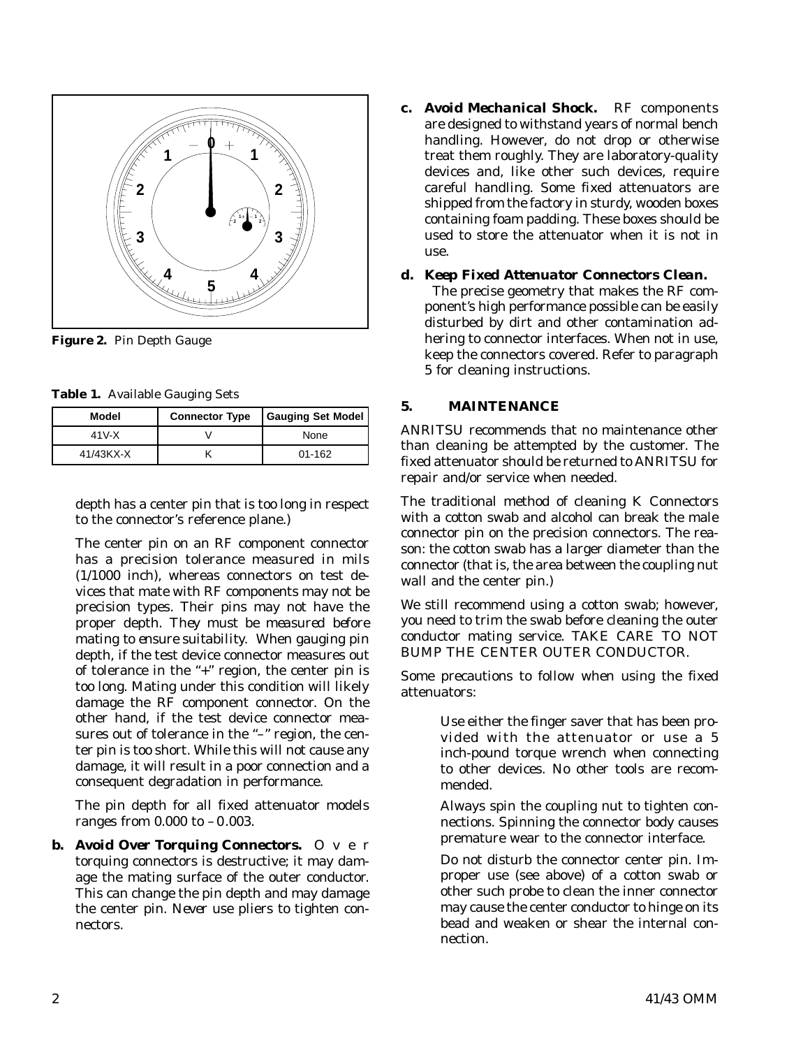**Figure 2.** Pin Depth Gauge

**Table 1.** Available Gauging Sets

| Model | Connector Type | Gauging Set Model |
|---|---|---|
| 41V-X | V | None |
| 41/43KX-X | K | 01-162 |

depth has a center pin that is too long in respect to the connector's reference plane.)

The center pin on an RF component connector has a precision tolerance measured in mils (1/1000 inch), whereas connectors on test devices that mate with RF components may not be precision types. Their pins may not have the proper depth. *They must be measured before mating to ensure suitability.* When gauging pin depth, if the test device connector measures out of tolerance in the "+" region, the center pin is too long. Mating under this condition will likely damage the RF component connector. On the other hand, if the test device connector measures out of tolerance in the "–" region, the center pin is too short. While this will not cause any damage, it will result in a poor connection and a consequent degradation in performance.

The pin depth for all fixed attenuator models ranges from 0.000 to –0.003.

**b. *Avoid Over Torquing Connectors.*** Over torquing connectors is destructive; it may damage the mating surface of the outer conductor. This can change the pin depth and may damage the center pin. *Never* use pliers to tighten connectors.

**c. *Avoid Mechanical Shock.*** RF components are designed to withstand years of normal bench handling. However, do not drop or otherwise treat them roughly. They are laboratory-quality devices and, like other such devices, require careful handling. Some fixed attenuators are shipped from the factory in sturdy, wooden boxes containing foam padding. These boxes should be used to store the attenuator when it is not in use.

**d. *Keep Fixed Attenuator Connectors Clean.*** The precise geometry that makes the RF component's high performance possible can be easily disturbed by dirt and other contamination adhering to connector interfaces. When not in use, keep the connectors covered. Refer to paragraph 5 for cleaning instructions.

## 5. MAINTENANCE

ANRITSU recommends that no maintenance other than cleaning be attempted by the customer. The fixed attenuator should be returned to ANRITSU for repair and/or service when needed.

The traditional method of cleaning K Connectors with a cotton swab and alcohol can break the male connector pin on the precision connectors. The reason: the cotton swab has a larger diameter than the connector (that is, the area between the coupling nut wall and the center pin.)

We still recommend using a cotton swab; however, you need to trim the swab before cleaning the outer conductor mating service. TAKE CARE TO NOT BUMP THE CENTER OUTER CONDUCTOR.

Some precautions to follow when using the fixed attenuators:

Use either the finger saver that has been provided with the attenuator or use a 5 inch-pound torque wrench when connecting to other devices. No other tools are recommended.

Always spin the coupling nut to tighten connections. Spinning the connector body causes premature wear to the connector interface.

Do not disturb the connector center pin. Improper use (see above) of a cotton swab or other such probe to clean the inner connector may cause the center conductor to hinge on its bead and weaken or shear the internal connection.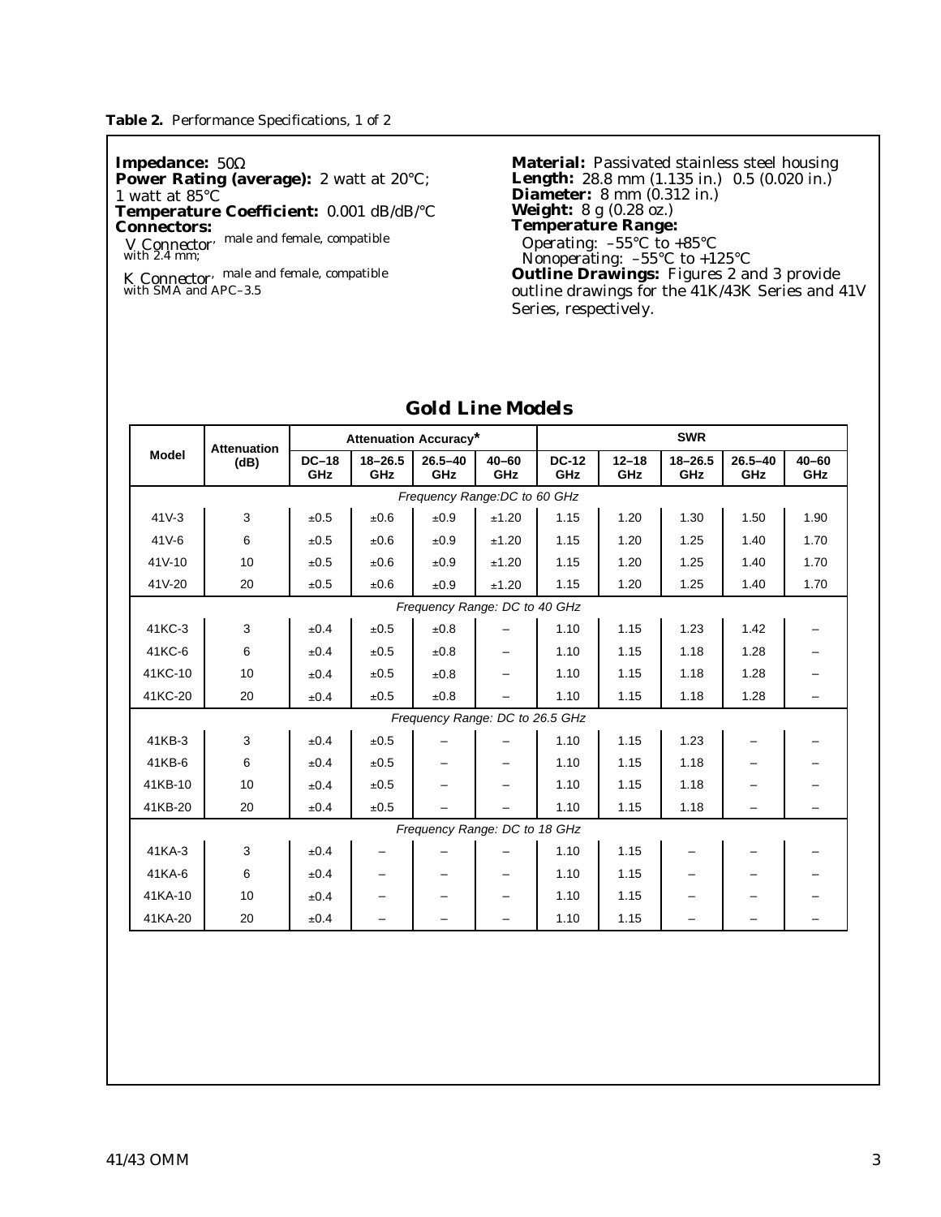**Table 2.** Performance Specifications, 1 of 2

**Impedance:** 50Ω
**Power Rating (average):** 2 watt at 20°C; 1 watt at 85°C
**Temperature Coefficient:** 0.001 dB/dB/°C
**Connectors:**
*V Connector*, male and female, compatible with 2.4 mm;
*K Connector*, male and female, compatible with SMA and APC–3.5

**Material:** Passivated stainless steel housing
**Length:** 28.8 mm (1.135 in.) 0.5 (0.020 in.)
**Diameter:** 8 mm (0.312 in.)
**Weight:** 8 g (0.28 oz.)
**Temperature Range:**
*Operating:* –55°C to +85°C
*Nonoperating:* –55°C to +125°C
**Outline Drawings:** Figures 2 and 3 provide outline drawings for the 41K/43K Series and 41V Series, respectively.

## Gold Line Models

| Model | Attenuation (dB) | Attenuation Accuracy* | | | | SWR | | | | |
|---|---|---|---|---|---|---|---|---|---|---|
| | | DC–18 GHz | 18–26.5 GHz | 26.5–40 GHz | 40–60 GHz | DC-12 GHz | 12–18 GHz | 18–26.5 GHz | 26.5–40 GHz | 40–60 GHz |
| *Frequency Range:DC to 60 GHz* | | | | | | | | | | |
| 41V-3 | 3 | ±0.5 | ±0.6 | ±0.9 | ±1.20 | 1.15 | 1.20 | 1.30 | 1.50 | 1.90 |
| 41V-6 | 6 | ±0.5 | ±0.6 | ±0.9 | ±1.20 | 1.15 | 1.20 | 1.25 | 1.40 | 1.70 |
| 41V-10 | 10 | ±0.5 | ±0.6 | ±0.9 | ±1.20 | 1.15 | 1.20 | 1.25 | 1.40 | 1.70 |
| 41V-20 | 20 | ±0.5 | ±0.6 | ±0.9 | ±1.20 | 1.15 | 1.20 | 1.25 | 1.40 | 1.70 |
| *Frequency Range: DC to 40 GHz* | | | | | | | | | | |
| 41KC-3 | 3 | ±0.4 | ±0.5 | ±0.8 | – | 1.10 | 1.15 | 1.23 | 1.42 | – |
| 41KC-6 | 6 | ±0.4 | ±0.5 | ±0.8 | – | 1.10 | 1.15 | 1.18 | 1.28 | – |
| 41KC-10 | 10 | ±0.4 | ±0.5 | ±0.8 | – | 1.10 | 1.15 | 1.18 | 1.28 | – |
| 41KC-20 | 20 | ±0.4 | ±0.5 | ±0.8 | – | 1.10 | 1.15 | 1.18 | 1.28 | – |
| *Frequency Range: DC to 26.5 GHz* | | | | | | | | | | |
| 41KB-3 | 3 | ±0.4 | ±0.5 | – | – | 1.10 | 1.15 | 1.23 | – | – |
| 41KB-6 | 6 | ±0.4 | ±0.5 | – | – | 1.10 | 1.15 | 1.18 | – | – |
| 41KB-10 | 10 | ±0.4 | ±0.5 | – | – | 1.10 | 1.15 | 1.18 | – | – |
| 41KB-20 | 20 | ±0.4 | ±0.5 | – | – | 1.10 | 1.15 | 1.18 | – | – |
| *Frequency Range: DC to 18 GHz* | | | | | | | | | | |
| 41KA-3 | 3 | ±0.4 | – | – | – | 1.10 | 1.15 | – | – | – |
| 41KA-6 | 6 | ±0.4 | – | – | – | 1.10 | 1.15 | – | – | – |
| 41KA-10 | 10 | ±0.4 | – | – | – | 1.10 | 1.15 | – | – | – |
| 41KA-20 | 20 | ±0.4 | – | – | – | 1.10 | 1.15 | – | – | – |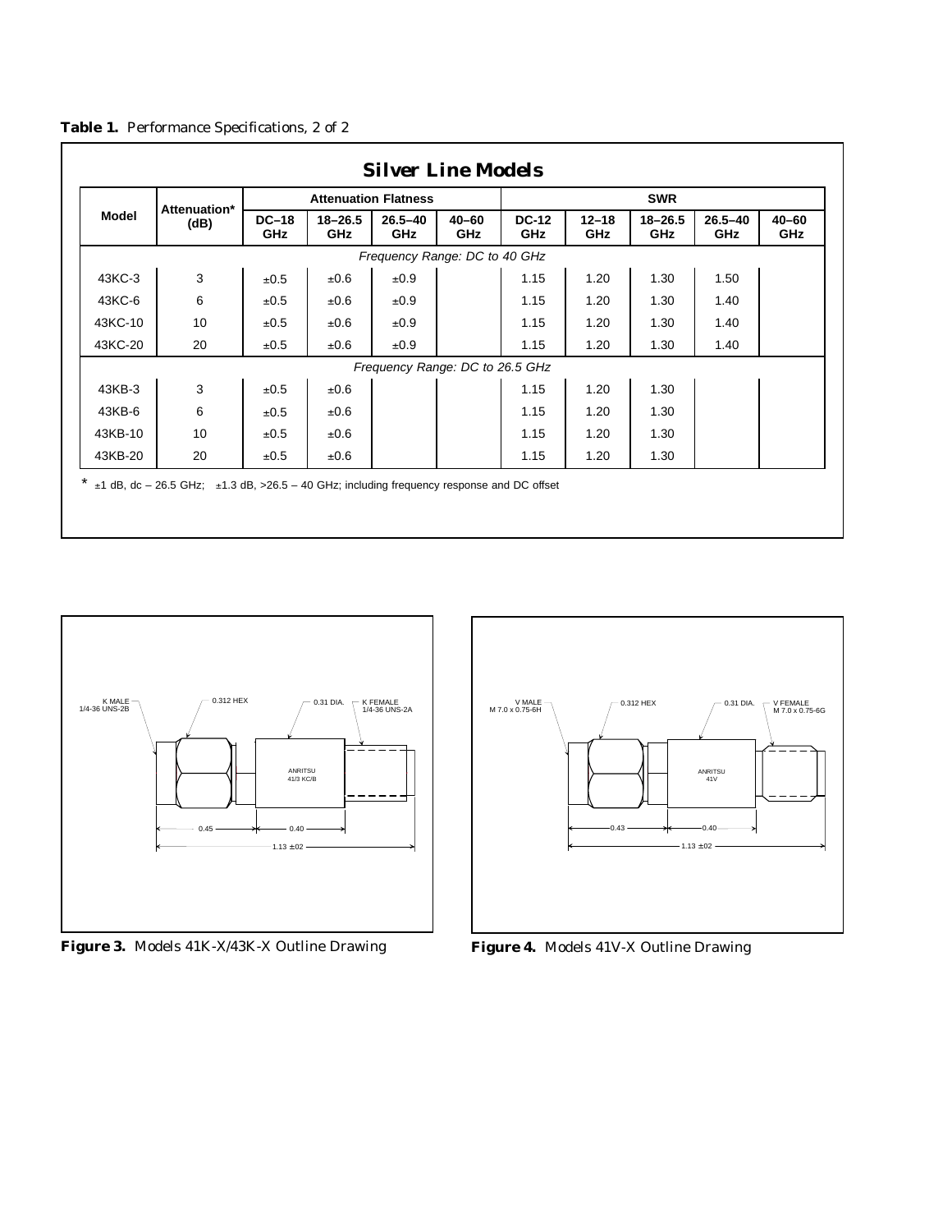**Table 1.** Performance Specifications, 2 of 2

## Silver Line Models

| Model | Attenuation* (dB) | Attenuation Flatness | | | | SWR | | | | |
|---|---|---|---|---|---|---|---|---|---|---|
| | | DC–18 GHz | 18–26.5 GHz | 26.5–40 GHz | 40–60 GHz | DC-12 GHz | 12–18 GHz | 18–26.5 GHz | 26.5–40 GHz | 40–60 GHz |
| *Frequency Range: DC to 40 GHz* | | | | | | | | | | |
| 43KC-3 | 3 | ±0.5 | ±0.6 | ±0.9 | | 1.15 | 1.20 | 1.30 | 1.50 | |
| 43KC-6 | 6 | ±0.5 | ±0.6 | ±0.9 | | 1.15 | 1.20 | 1.30 | 1.40 | |
| 43KC-10 | 10 | ±0.5 | ±0.6 | ±0.9 | | 1.15 | 1.20 | 1.30 | 1.40 | |
| 43KC-20 | 20 | ±0.5 | ±0.6 | ±0.9 | | 1.15 | 1.20 | 1.30 | 1.40 | |
| *Frequency Range: DC to 26.5 GHz* | | | | | | | | | | |
| 43KB-3 | 3 | ±0.5 | ±0.6 | | | 1.15 | 1.20 | 1.30 | | |
| 43KB-6 | 6 | ±0.5 | ±0.6 | | | 1.15 | 1.20 | 1.30 | | |
| 43KB-10 | 10 | ±0.5 | ±0.6 | | | 1.15 | 1.20 | 1.30 | | |
| 43KB-20 | 20 | ±0.5 | ±0.6 | | | 1.15 | 1.20 | 1.30 | | |

\* ±1 dB, dc – 26.5 GHz; ±1.3 dB, >26.5 – 40 GHz; including frequency response and DC offset

K MALE
1/4-36 UNS-2B
0.312 HEX
0.31 DIA.
K FEMALE
1/4-36 UNS-2A
ANRITSU
41/3 KC/B
0.45
0.40
1.13 ±02

**Figure 3.** Models 41K-X/43K-X Outline Drawing

V MALE
M 7.0 x 0.75-6H
0.312 HEX
0.31 DIA.
V FEMALE
M 7.0 x 0.75-6G
ANRITSU
41V
0.43
0.40
1.13 ±02

**Figure 4.** Models 41V-X Outline Drawing